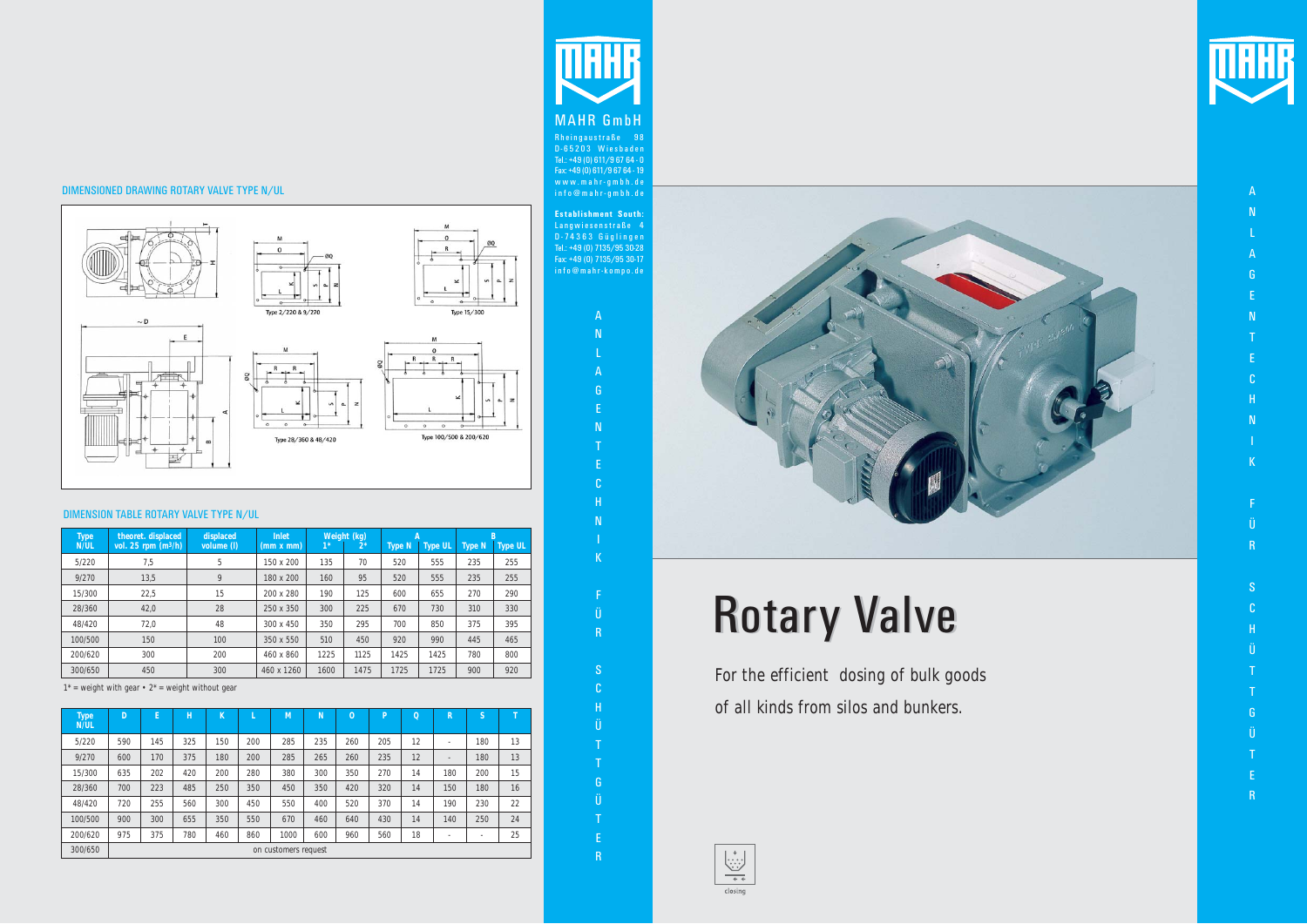## DIMENSIONED DRAWING ROTARY VALVE TYPE N/UL

Type 2/220 & 9/270

Type 15/300

Type 28/360 & 48/420

Type 100/500 & 200/620

## DIMENSION TABLE ROTARY VALVE TYPE N/UL

| Type N/UL | theoret. displaced vol. 25 rpm (m³/h) | displaced volume (l) | Inlet (mm x mm) | Weight (kg) 1* | 2* | A Type N | Type UL | B Type N | Type UL |
|---|---|---|---|---|---|---|---|---|---|
| 5/220 | 7,5 | 5 | 150 x 200 | 135 | 70 | 520 | 555 | 235 | 255 |
| 9/270 | 13,5 | 9 | 180 x 200 | 160 | 95 | 520 | 555 | 235 | 255 |
| 15/300 | 22,5 | 15 | 200 x 280 | 190 | 125 | 600 | 655 | 270 | 290 |
| 28/360 | 42,0 | 28 | 250 x 350 | 300 | 225 | 670 | 730 | 310 | 330 |
| 48/420 | 72,0 | 48 | 300 x 450 | 350 | 295 | 700 | 850 | 375 | 395 |
| 100/500 | 150 | 100 | 350 x 550 | 510 | 450 | 920 | 990 | 445 | 465 |
| 200/620 | 300 | 200 | 460 x 860 | 1225 | 1125 | 1425 | 1425 | 780 | 800 |
| 300/650 | 450 | 300 | 460 x 1260 | 1600 | 1475 | 1725 | 1725 | 900 | 920 |

1* = weight with gear • 2* = weight without gear

| Type N/UL | D | E | H | K | L | M | N | O | P | Q | R | S | T |
|---|---|---|---|---|---|---|---|---|---|---|---|---|---|
| 5/220 | 590 | 145 | 325 | 150 | 200 | 285 | 235 | 260 | 205 | 12 | - | 180 | 13 |
| 9/270 | 600 | 170 | 375 | 180 | 200 | 285 | 265 | 260 | 235 | 12 | - | 180 | 13 |
| 15/300 | 635 | 202 | 420 | 200 | 280 | 380 | 300 | 350 | 270 | 14 | 180 | 200 | 15 |
| 28/360 | 700 | 223 | 485 | 250 | 350 | 450 | 350 | 420 | 320 | 14 | 150 | 180 | 16 |
| 48/420 | 720 | 255 | 560 | 300 | 450 | 550 | 400 | 520 | 370 | 14 | 190 | 230 | 22 |
| 100/500 | 900 | 300 | 655 | 350 | 550 | 670 | 460 | 640 | 430 | 14 | 140 | 250 | 24 |
| 200/620 | 975 | 375 | 780 | 460 | 860 | 1000 | 600 | 960 | 560 | 18 | - | - | 25 |
| 300/650 | on customers request | | | | | | | | | | | | |

**MAHR GmbH**
Rheingaustraße 98
D-65203 Wiesbaden
Tel.: +49 (0) 611/9 67 64 - 0
Fax: +49 (0) 611/9 67 64 - 19
www.mahr-gmbh.de
info@mahr-gmbh.de

**Establishment South:**
Langwiesenstraße 4
D-74363 Güglingen
Tel.: +49 (0) 7135/95 30-28
Fax: +49 (0) 7135/95 30-17
info@mahr-kompo.de

ANLAGENTECHNIK FÜR SCHÜTTGÜTER

# Rotary Valve

For the efficient dosing of bulk goods of all kinds from silos and bunkers.

dosing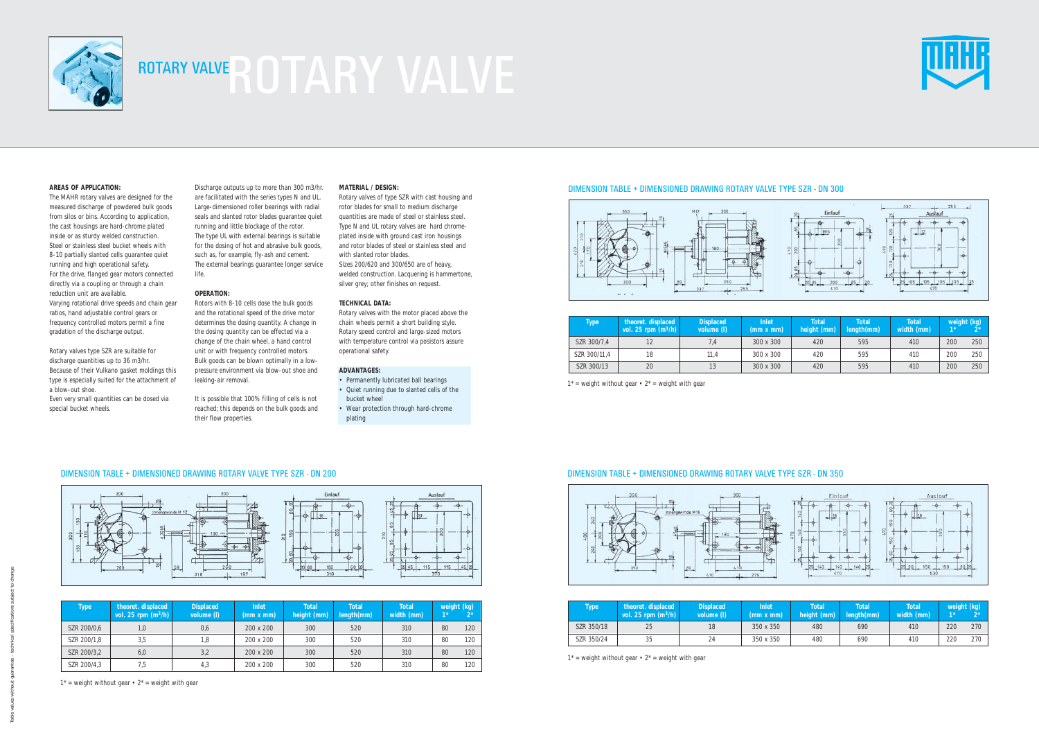# ROTARY VALVE

**AREAS OF APPLICATION:**

The MAHR rotary valves are designed for the measured discharge of powdered bulk goods from silos or bins. According to application, the cast housings are hard-chrome plated inside or as sturdy welded construction. Steel or stainless steel bucket wheels with 8-10 partially slanted cells guarantee quiet running and high operational safety. For the drive, flanged gear motors connected directly via a coupling or through a chain reduction unit are available. Varying rotational drive speeds and chain gear ratios, hand adjustable control gears or frequency controlled motors permit a fine gradation of the discharge output.

Rotary valves type SZR are suitable for discharge quantities up to 36 m3/hr. Because of their Vulkano gasket moldings this type is especially suited for the attachment of a blow-out shoe.

Even very small quantities can be dosed via special bucket wheels.

Discharge outputs up to more than 300 m3/hr. are facilitated with the series types N and UL. Large-dimensioned roller bearings with radial seals and slanted rotor blades guarantee quiet running and little blockage of the rotor. The type UL with external bearings is suitable for the dosing of hot and abrasive bulk goods, such as, for example, fly-ash and cement. The external bearings guarantee longer service life.

**OPERATION:**

Rotors with 8-10 cells dose the bulk goods and the rotational speed of the drive motor determines the dosing quantity. A change in the dosing quantity can be effected via a change of the chain wheel, a hand control unit or with frequency controlled motors. Bulk goods can be blown optimally in a low-pressure environment via blow-out shoe and leaking-air removal.

It is possible that 100% filling of cells is not reached; this depends on the bulk goods and their flow properties.

**MATERIAL / DESIGN:**

Rotary valves of type SZR with cast housing and rotor blades for small to medium discharge quantities are made of steel or stainless steel. Type N and UL rotary valves are hard chrome-plated inside with ground cast iron housings and rotor blades of steel or stainless steel and with slanted rotor blades. Sizes 200/620 and 300/650 are of heavy, welded construction. Lacquering is hammertone, silver grey; other finishes on request.

**TECHNICAL DATA:**

Rotary valves with the motor placed above the chain wheels permit a short building style. Rotary speed control and large-sized motors with temperature control via posistors assure operational safety.

**ADVANTAGES:**

- Permanently lubricated ball bearings
- Quiet running due to slanted cells of the bucket wheel
- Wear protection through hard-chrome plating

## DIMENSION TABLE + DIMENSIONED DRAWING ROTARY VALVE TYPE SZR - DN 200

| Type | theoret. displaced vol. 25 rpm ($m^3/h$) | Displaced volume (l) | Inlet (mm x mm) | Total height (mm) | Total length(mm) | Total width (mm) | weight (kg) 1* | 2* |
|---|---|---|---|---|---|---|---|---|
| SZR 200/0,6 | 1,0 | 0,6 | 200 x 200 | 300 | 520 | 310 | 80 | 120 |
| SZR 200/1,8 | 3,5 | 1,8 | 200 x 200 | 300 | 520 | 310 | 80 | 120 |
| SZR 200/3,2 | 6,0 | 3,2 | 200 x 200 | 300 | 520 | 310 | 80 | 120 |
| SZR 200/4,3 | 7,5 | 4,3 | 200 x 200 | 300 | 520 | 310 | 80 | 120 |

1* = weight without gear • 2* = weight with gear

## DIMENSION TABLE + DIMENSIONED DRAWING ROTARY VALVE TYPE SZR - DN 300

| Type | theoret. displaced vol. 25 rpm ($m^3/h$) | Displaced volume (l) | Inlet (mm x mm) | Total height (mm) | Total length(mm) | Total width (mm) | weight (kg) 1* | 2* |
|---|---|---|---|---|---|---|---|---|
| SZR 300/7,4 | 12 | 7,4 | 300 x 300 | 420 | 595 | 410 | 200 | 250 |
| SZR 300/11,4 | 18 | 11,4 | 300 x 300 | 420 | 595 | 410 | 200 | 250 |
| SZR 300/13 | 20 | 13 | 300 x 300 | 420 | 595 | 410 | 200 | 250 |

1* = weight without gear • 2* = weight with gear

## DIMENSION TABLE + DIMENSIONED DRAWING ROTARY VALVE TYPE SZR - DN 350

| Type | theoret. displaced vol. 25 rpm ($m^3/h$) | Displaced volume (l) | Inlet (mm x mm) | Total height (mm) | Total length(mm) | Total width (mm) | weight (kg) 1* | 2* |
|---|---|---|---|---|---|---|---|---|
| SZR 350/18 | 25 | 18 | 350 x 350 | 480 | 690 | 410 | 220 | 270 |
| SZR 350/24 | 35 | 24 | 350 x 350 | 480 | 690 | 410 | 220 | 270 |

1* = weight without gear • 2* = weight with gear

Table values without guarantee - technical specifications subject to change